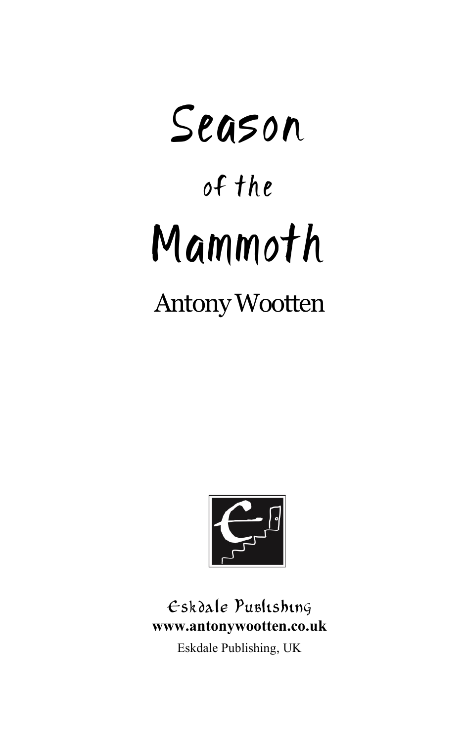# Season

## of the

# Mammoth

Antony Wootten

Eskdale Publishing

**www.antonywootten.co.uk**

Eskdale Publishing, UK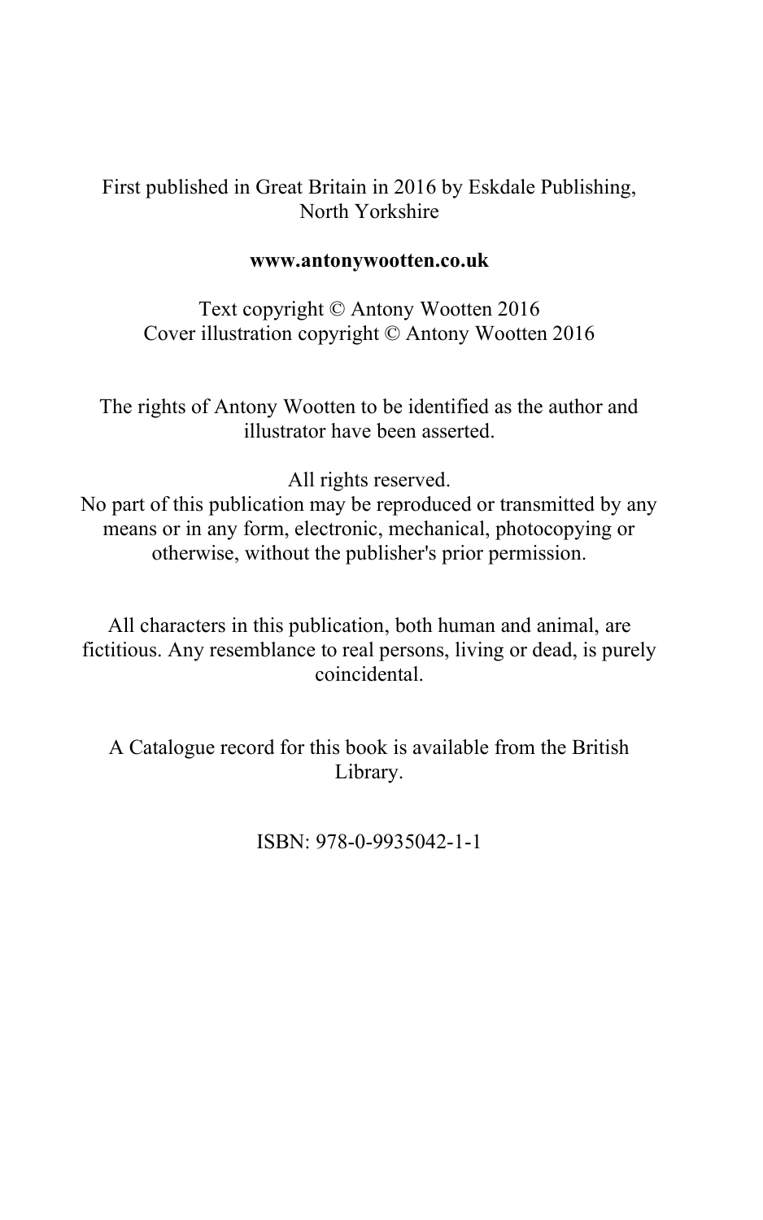First published in Great Britain in 2016 by Eskdale Publishing, North Yorkshire

**www.antonywootten.co.uk**

Text copyright © Antony Wootten 2016
Cover illustration copyright © Antony Wootten 2016

The rights of Antony Wootten to be identified as the author and illustrator have been asserted.

All rights reserved.
No part of this publication may be reproduced or transmitted by any means or in any form, electronic, mechanical, photocopying or otherwise, without the publisher's prior permission.

All characters in this publication, both human and animal, are fictitious. Any resemblance to real persons, living or dead, is purely coincidental.

A Catalogue record for this book is available from the British Library.

ISBN: 978-0-9935042-1-1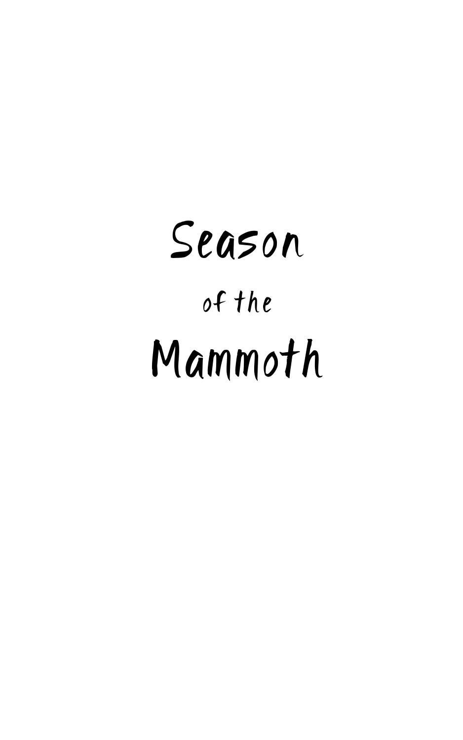# Season

of the

# Mammoth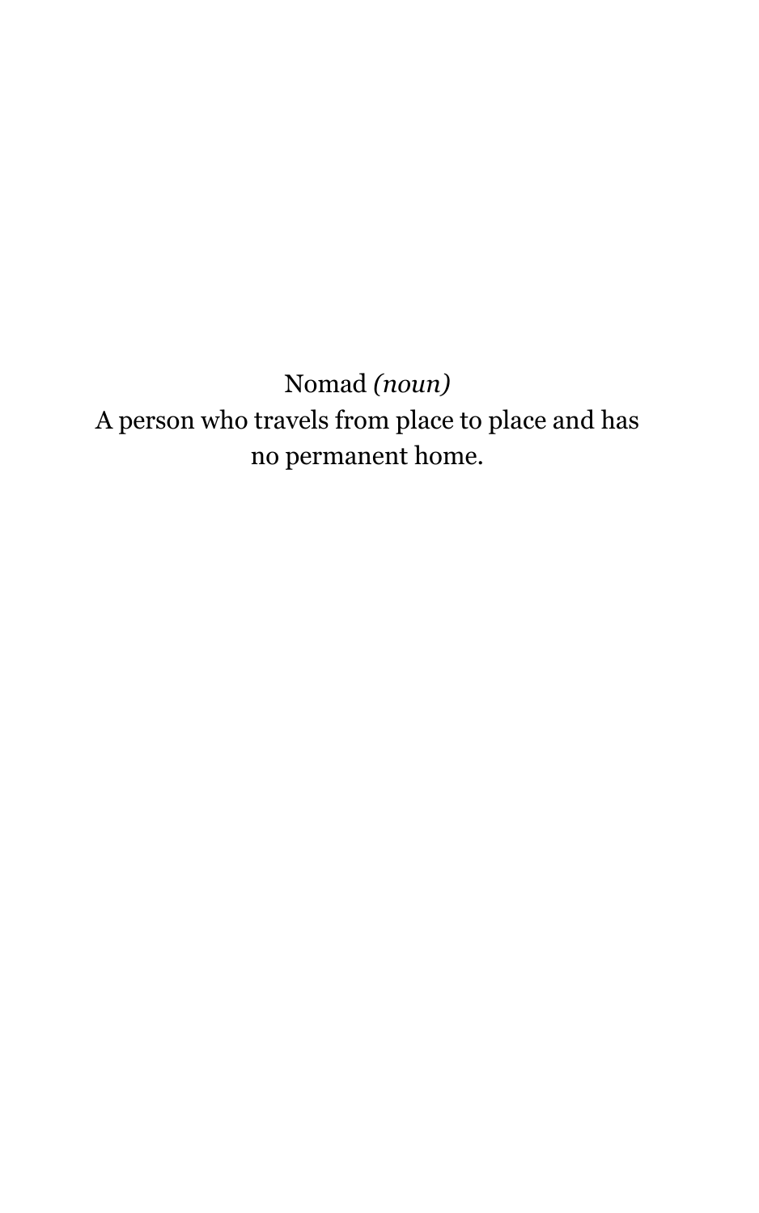Nomad *(noun)*
A person who travels from place to place and has no permanent home.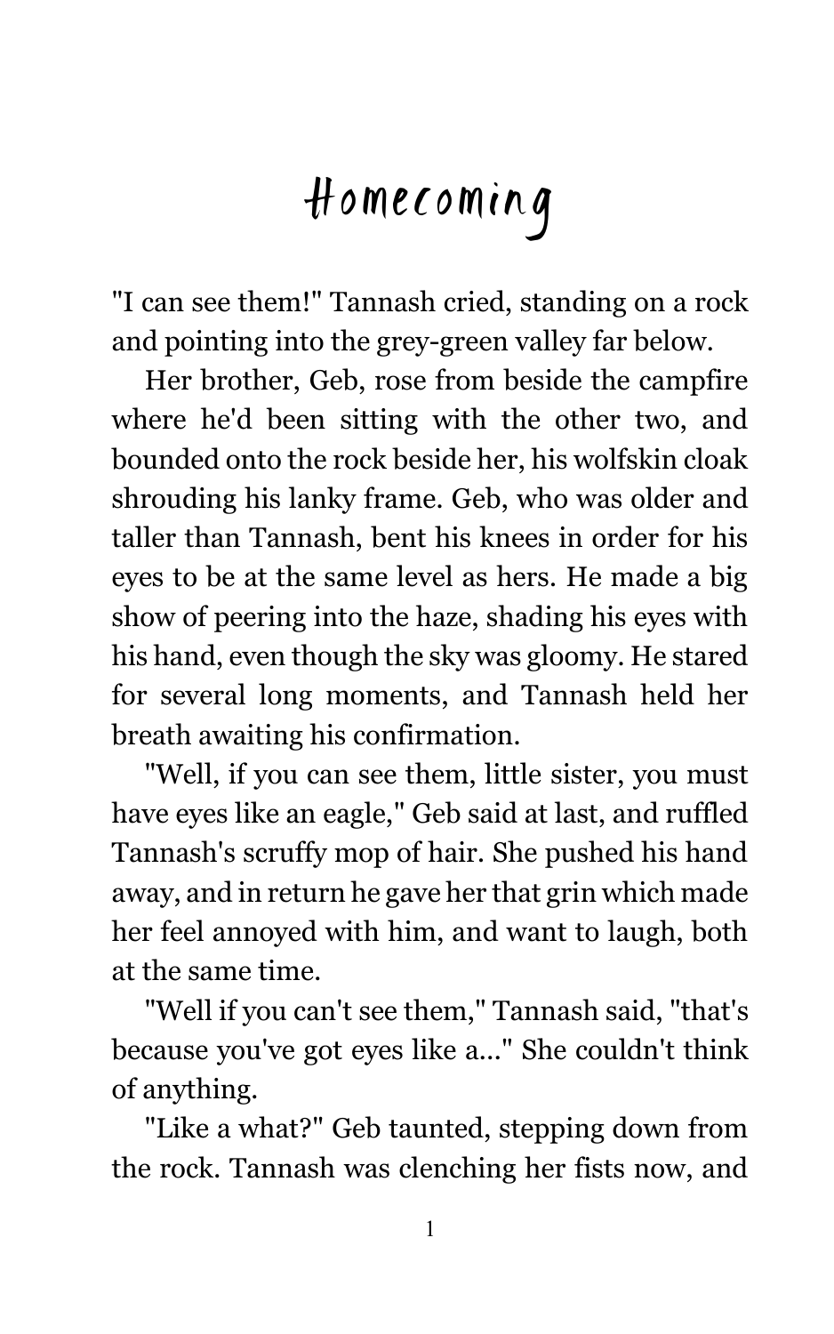# Homecoming

"I can see them!" Tannash cried, standing on a rock and pointing into the grey-green valley far below.

Her brother, Geb, rose from beside the campfire where he'd been sitting with the other two, and bounded onto the rock beside her, his wolfskin cloak shrouding his lanky frame. Geb, who was older and taller than Tannash, bent his knees in order for his eyes to be at the same level as hers. He made a big show of peering into the haze, shading his eyes with his hand, even though the sky was gloomy. He stared for several long moments, and Tannash held her breath awaiting his confirmation.

"Well, if you can see them, little sister, you must have eyes like an eagle," Geb said at last, and ruffled Tannash's scruffy mop of hair. She pushed his hand away, and in return he gave her that grin which made her feel annoyed with him, and want to laugh, both at the same time.

"Well if you can't see them," Tannash said, "that's because you've got eyes like a..." She couldn't think of anything.

"Like a what?" Geb taunted, stepping down from the rock. Tannash was clenching her fists now, and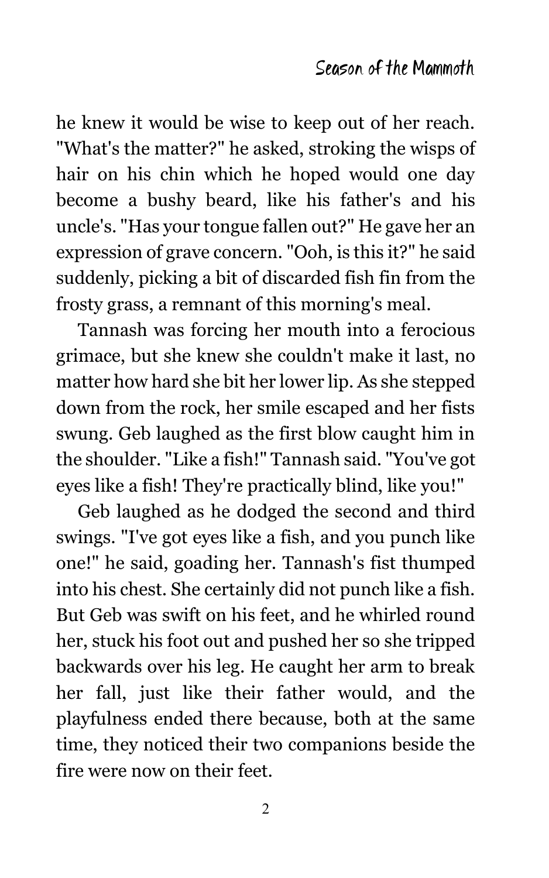he knew it would be wise to keep out of her reach. "What's the matter?" he asked, stroking the wisps of hair on his chin which he hoped would one day become a bushy beard, like his father's and his uncle's. "Has your tongue fallen out?" He gave her an expression of grave concern. "Ooh, is this it?" he said suddenly, picking a bit of discarded fish fin from the frosty grass, a remnant of this morning's meal.

Tannash was forcing her mouth into a ferocious grimace, but she knew she couldn't make it last, no matter how hard she bit her lower lip. As she stepped down from the rock, her smile escaped and her fists swung. Geb laughed as the first blow caught him in the shoulder. "Like a fish!" Tannash said. "You've got eyes like a fish! They're practically blind, like you!"

Geb laughed as he dodged the second and third swings. "I've got eyes like a fish, and you punch like one!" he said, goading her. Tannash's fist thumped into his chest. She certainly did not punch like a fish. But Geb was swift on his feet, and he whirled round her, stuck his foot out and pushed her so she tripped backwards over his leg. He caught her arm to break her fall, just like their father would, and the playfulness ended there because, both at the same time, they noticed their two companions beside the fire were now on their feet.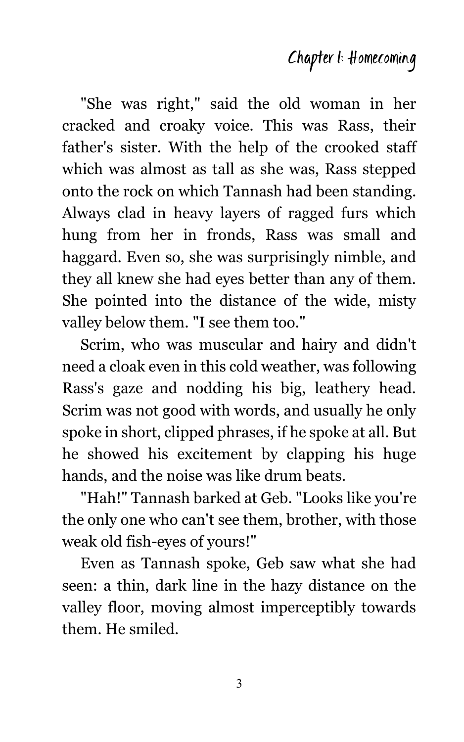"She was right," said the old woman in her cracked and croaky voice. This was Rass, their father's sister. With the help of the crooked staff which was almost as tall as she was, Rass stepped onto the rock on which Tannash had been standing. Always clad in heavy layers of ragged furs which hung from her in fronds, Rass was small and haggard. Even so, she was surprisingly nimble, and they all knew she had eyes better than any of them. She pointed into the distance of the wide, misty valley below them. "I see them too."

Scrim, who was muscular and hairy and didn't need a cloak even in this cold weather, was following Rass's gaze and nodding his big, leathery head. Scrim was not good with words, and usually he only spoke in short, clipped phrases, if he spoke at all. But he showed his excitement by clapping his huge hands, and the noise was like drum beats.

"Hah!" Tannash barked at Geb. "Looks like you're the only one who can't see them, brother, with those weak old fish-eyes of yours!"

Even as Tannash spoke, Geb saw what she had seen: a thin, dark line in the hazy distance on the valley floor, moving almost imperceptibly towards them. He smiled.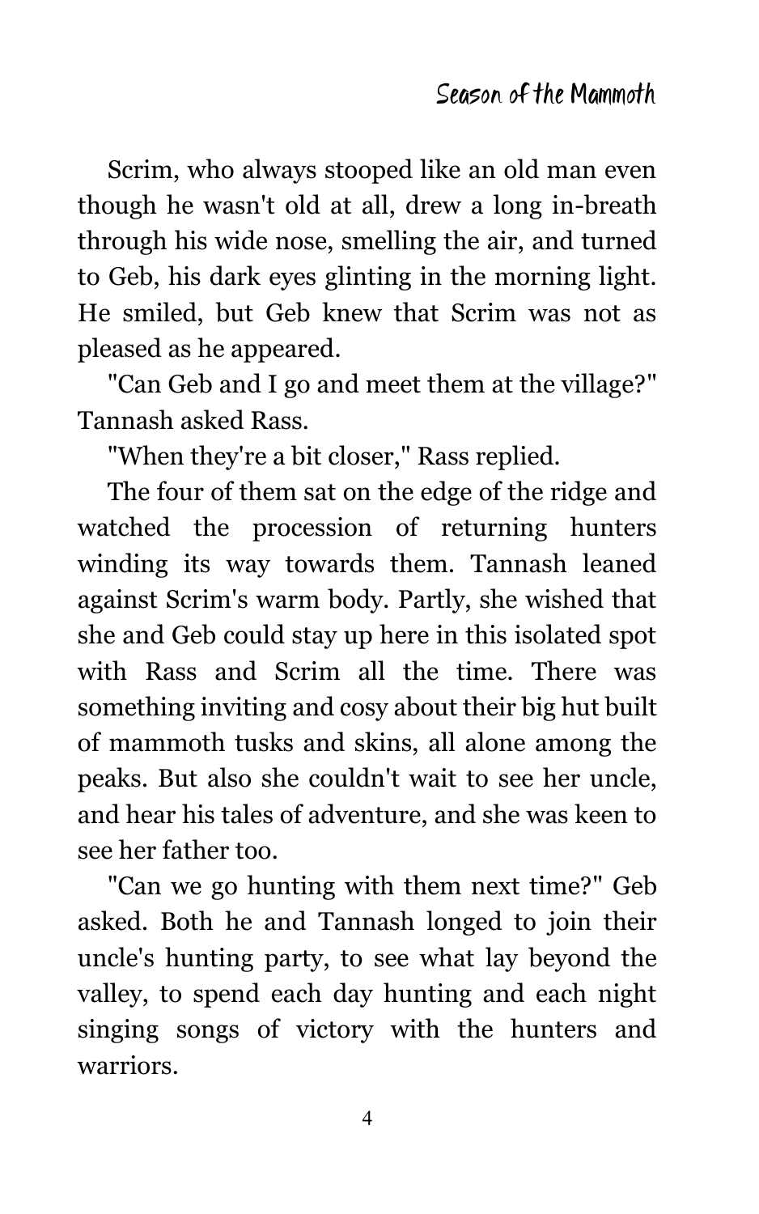Scrim, who always stooped like an old man even though he wasn't old at all, drew a long in-breath through his wide nose, smelling the air, and turned to Geb, his dark eyes glinting in the morning light. He smiled, but Geb knew that Scrim was not as pleased as he appeared.

"Can Geb and I go and meet them at the village?" Tannash asked Rass.

"When they're a bit closer," Rass replied.

The four of them sat on the edge of the ridge and watched the procession of returning hunters winding its way towards them. Tannash leaned against Scrim's warm body. Partly, she wished that she and Geb could stay up here in this isolated spot with Rass and Scrim all the time. There was something inviting and cosy about their big hut built of mammoth tusks and skins, all alone among the peaks. But also she couldn't wait to see her uncle, and hear his tales of adventure, and she was keen to see her father too.

"Can we go hunting with them next time?" Geb asked. Both he and Tannash longed to join their uncle's hunting party, to see what lay beyond the valley, to spend each day hunting and each night singing songs of victory with the hunters and warriors.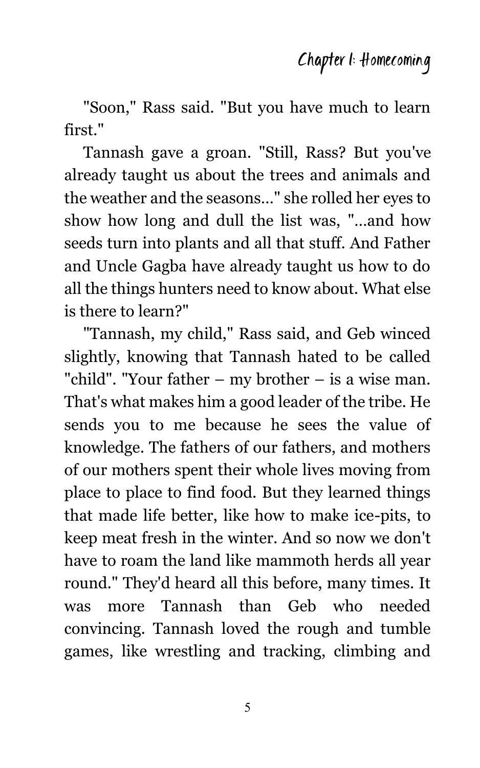"Soon," Rass said. "But you have much to learn first."

Tannash gave a groan. "Still, Rass? But you've already taught us about the trees and animals and the weather and the seasons..." she rolled her eyes to show how long and dull the list was, "...and how seeds turn into plants and all that stuff. And Father and Uncle Gagba have already taught us how to do all the things hunters need to know about. What else is there to learn?"

"Tannash, my child," Rass said, and Geb winced slightly, knowing that Tannash hated to be called "child". "Your father – my brother – is a wise man. That's what makes him a good leader of the tribe. He sends you to me because he sees the value of knowledge. The fathers of our fathers, and mothers of our mothers spent their whole lives moving from place to place to find food. But they learned things that made life better, like how to make ice-pits, to keep meat fresh in the winter. And so now we don't have to roam the land like mammoth herds all year round." They'd heard all this before, many times. It was more Tannash than Geb who needed convincing. Tannash loved the rough and tumble games, like wrestling and tracking, climbing and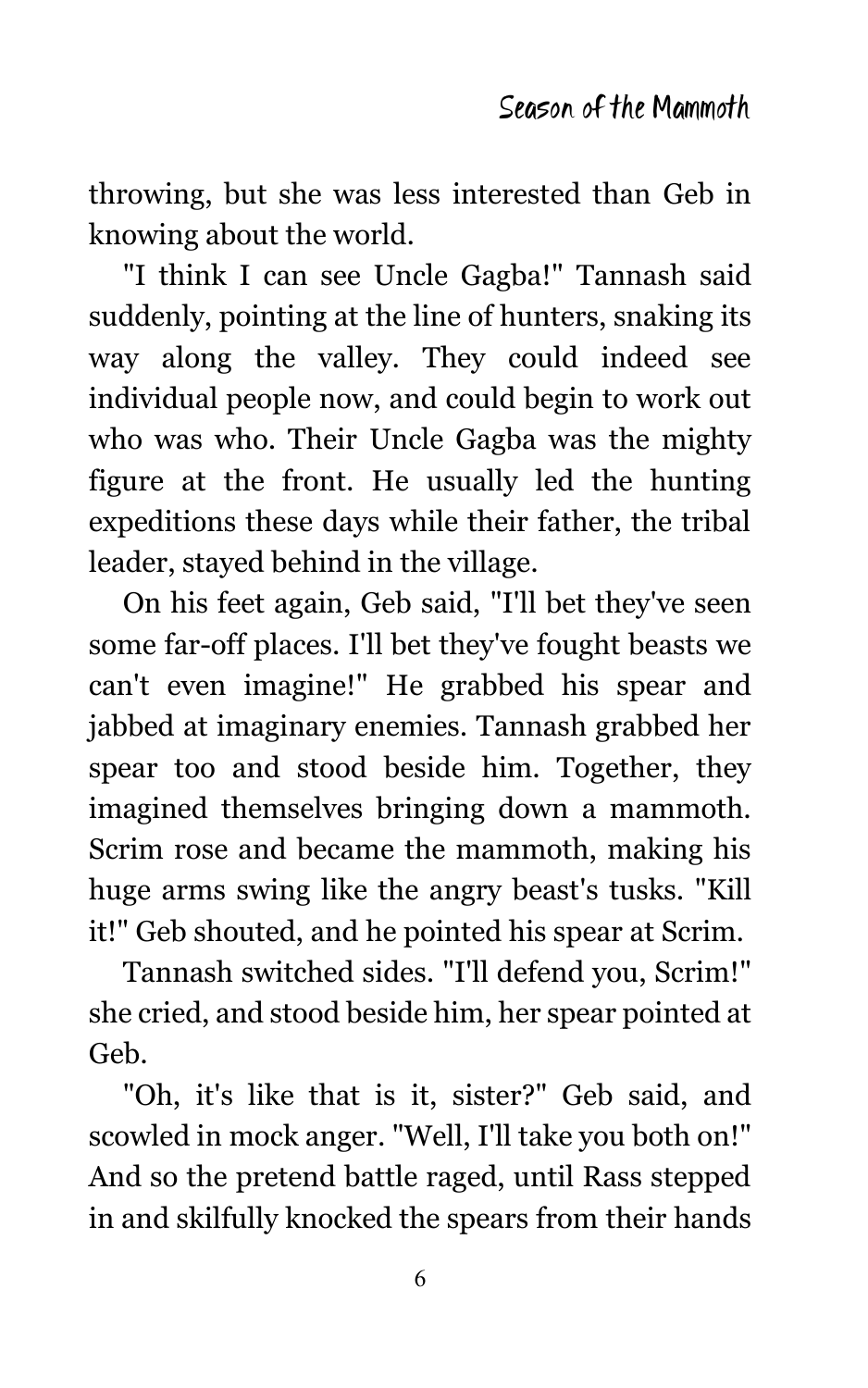throwing, but she was less interested than Geb in knowing about the world.

"I think I can see Uncle Gagba!" Tannash said suddenly, pointing at the line of hunters, snaking its way along the valley. They could indeed see individual people now, and could begin to work out who was who. Their Uncle Gagba was the mighty figure at the front. He usually led the hunting expeditions these days while their father, the tribal leader, stayed behind in the village.

On his feet again, Geb said, "I'll bet they've seen some far-off places. I'll bet they've fought beasts we can't even imagine!" He grabbed his spear and jabbed at imaginary enemies. Tannash grabbed her spear too and stood beside him. Together, they imagined themselves bringing down a mammoth. Scrim rose and became the mammoth, making his huge arms swing like the angry beast's tusks. "Kill it!" Geb shouted, and he pointed his spear at Scrim.

Tannash switched sides. "I'll defend you, Scrim!" she cried, and stood beside him, her spear pointed at Geb.

"Oh, it's like that is it, sister?" Geb said, and scowled in mock anger. "Well, I'll take you both on!" And so the pretend battle raged, until Rass stepped in and skilfully knocked the spears from their hands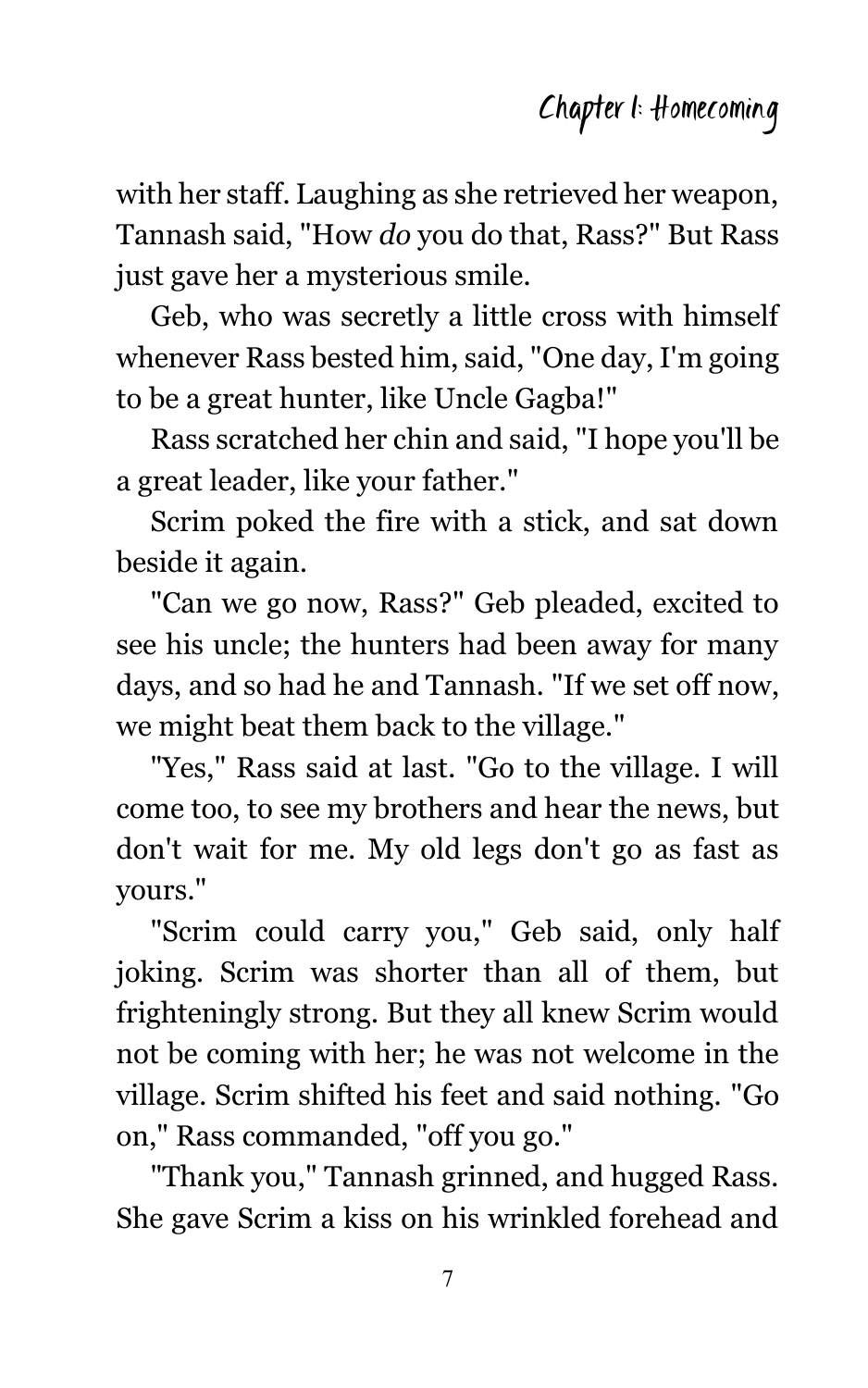with her staff. Laughing as she retrieved her weapon, Tannash said, "How *do* you do that, Rass?" But Rass just gave her a mysterious smile.

Geb, who was secretly a little cross with himself whenever Rass bested him, said, "One day, I'm going to be a great hunter, like Uncle Gagba!"

Rass scratched her chin and said, "I hope you'll be a great leader, like your father."

Scrim poked the fire with a stick, and sat down beside it again.

"Can we go now, Rass?" Geb pleaded, excited to see his uncle; the hunters had been away for many days, and so had he and Tannash. "If we set off now, we might beat them back to the village."

"Yes," Rass said at last. "Go to the village. I will come too, to see my brothers and hear the news, but don't wait for me. My old legs don't go as fast as yours."

"Scrim could carry you," Geb said, only half joking. Scrim was shorter than all of them, but frighteningly strong. But they all knew Scrim would not be coming with her; he was not welcome in the village. Scrim shifted his feet and said nothing. "Go on," Rass commanded, "off you go."

"Thank you," Tannash grinned, and hugged Rass. She gave Scrim a kiss on his wrinkled forehead and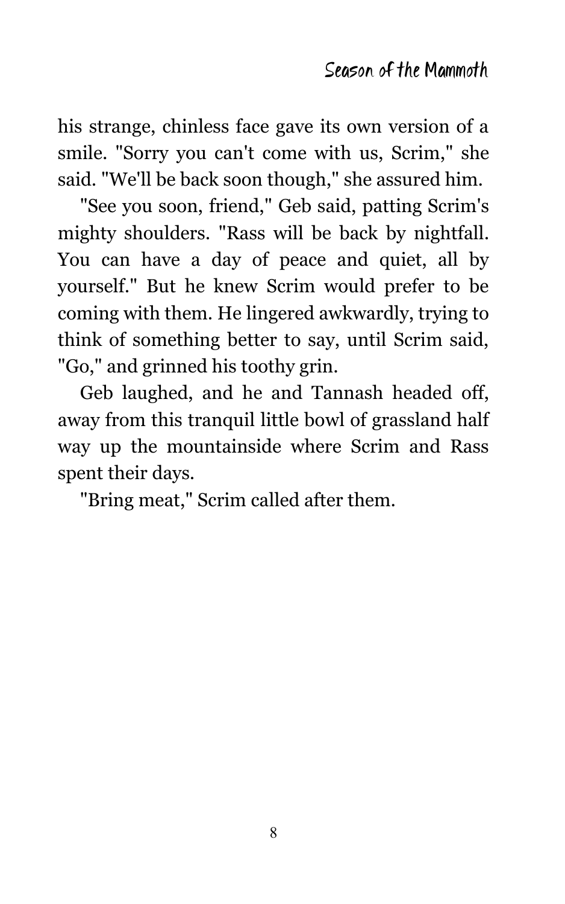his strange, chinless face gave its own version of a smile. "Sorry you can't come with us, Scrim," she said. "We'll be back soon though," she assured him.

"See you soon, friend," Geb said, patting Scrim's mighty shoulders. "Rass will be back by nightfall. You can have a day of peace and quiet, all by yourself." But he knew Scrim would prefer to be coming with them. He lingered awkwardly, trying to think of something better to say, until Scrim said, "Go," and grinned his toothy grin.

Geb laughed, and he and Tannash headed off, away from this tranquil little bowl of grassland half way up the mountainside where Scrim and Rass spent their days.

"Bring meat," Scrim called after them.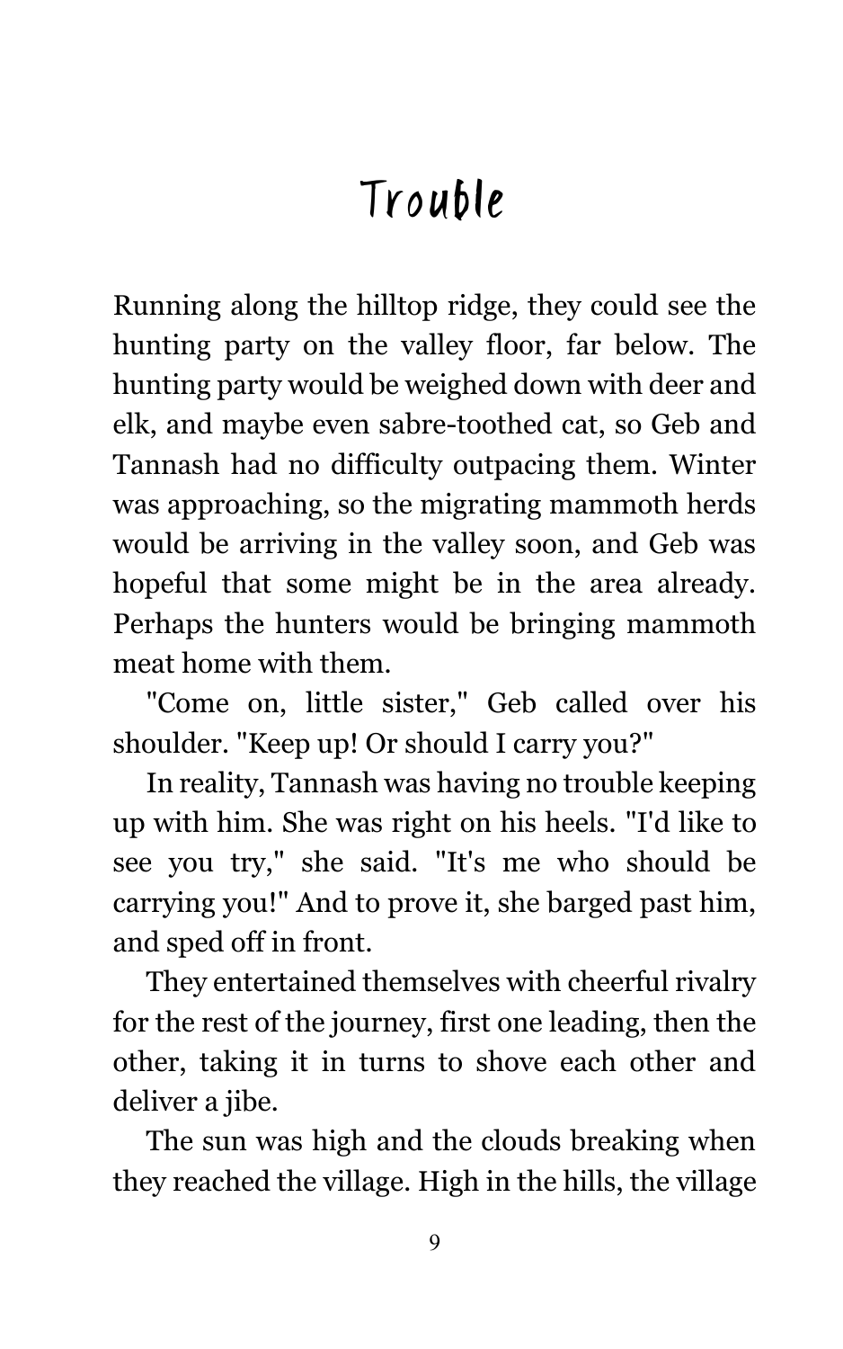# Trouble

Running along the hilltop ridge, they could see the hunting party on the valley floor, far below. The hunting party would be weighed down with deer and elk, and maybe even sabre-toothed cat, so Geb and Tannash had no difficulty outpacing them. Winter was approaching, so the migrating mammoth herds would be arriving in the valley soon, and Geb was hopeful that some might be in the area already. Perhaps the hunters would be bringing mammoth meat home with them.

"Come on, little sister," Geb called over his shoulder. "Keep up! Or should I carry you?"

In reality, Tannash was having no trouble keeping up with him. She was right on his heels. "I'd like to see you try," she said. "It's me who should be carrying you!" And to prove it, she barged past him, and sped off in front.

They entertained themselves with cheerful rivalry for the rest of the journey, first one leading, then the other, taking it in turns to shove each other and deliver a jibe.

The sun was high and the clouds breaking when they reached the village. High in the hills, the village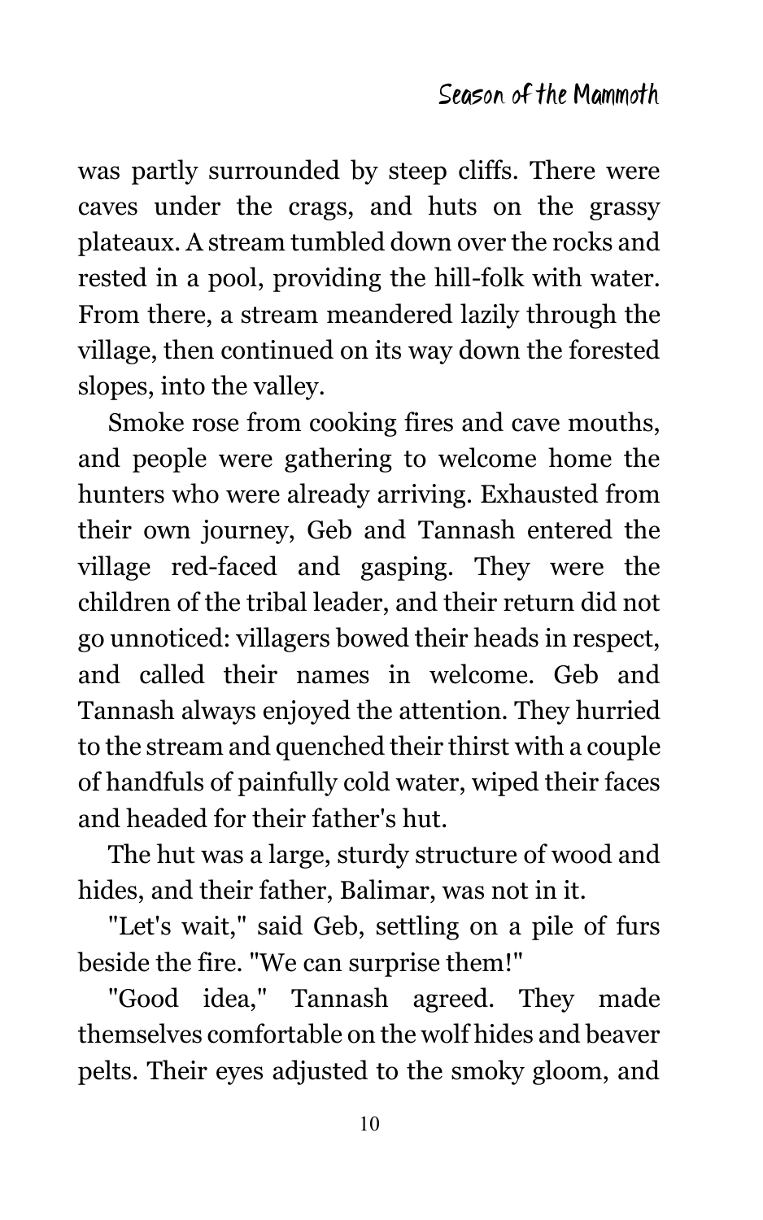was partly surrounded by steep cliffs. There were caves under the crags, and huts on the grassy plateaux. A stream tumbled down over the rocks and rested in a pool, providing the hill-folk with water. From there, a stream meandered lazily through the village, then continued on its way down the forested slopes, into the valley.

Smoke rose from cooking fires and cave mouths, and people were gathering to welcome home the hunters who were already arriving. Exhausted from their own journey, Geb and Tannash entered the village red-faced and gasping. They were the children of the tribal leader, and their return did not go unnoticed: villagers bowed their heads in respect, and called their names in welcome. Geb and Tannash always enjoyed the attention. They hurried to the stream and quenched their thirst with a couple of handfuls of painfully cold water, wiped their faces and headed for their father's hut.

The hut was a large, sturdy structure of wood and hides, and their father, Balimar, was not in it.

"Let's wait," said Geb, settling on a pile of furs beside the fire. "We can surprise them!"

"Good idea," Tannash agreed. They made themselves comfortable on the wolf hides and beaver pelts. Their eyes adjusted to the smoky gloom, and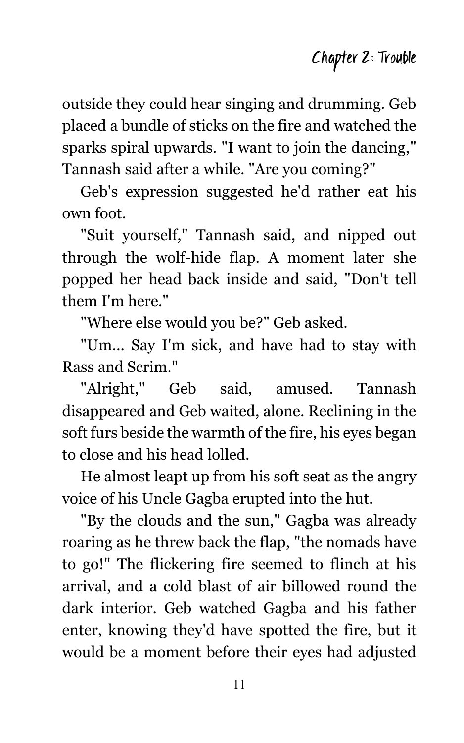outside they could hear singing and drumming. Geb placed a bundle of sticks on the fire and watched the sparks spiral upwards. "I want to join the dancing," Tannash said after a while. "Are you coming?"

Geb's expression suggested he'd rather eat his own foot.

"Suit yourself," Tannash said, and nipped out through the wolf-hide flap. A moment later she popped her head back inside and said, "Don't tell them I'm here."

"Where else would you be?" Geb asked.

"Um... Say I'm sick, and have had to stay with Rass and Scrim."

"Alright," Geb said, amused. Tannash disappeared and Geb waited, alone. Reclining in the soft furs beside the warmth of the fire, his eyes began to close and his head lolled.

He almost leapt up from his soft seat as the angry voice of his Uncle Gagba erupted into the hut.

"By the clouds and the sun," Gagba was already roaring as he threw back the flap, "the nomads have to go!" The flickering fire seemed to flinch at his arrival, and a cold blast of air billowed round the dark interior. Geb watched Gagba and his father enter, knowing they'd have spotted the fire, but it would be a moment before their eyes had adjusted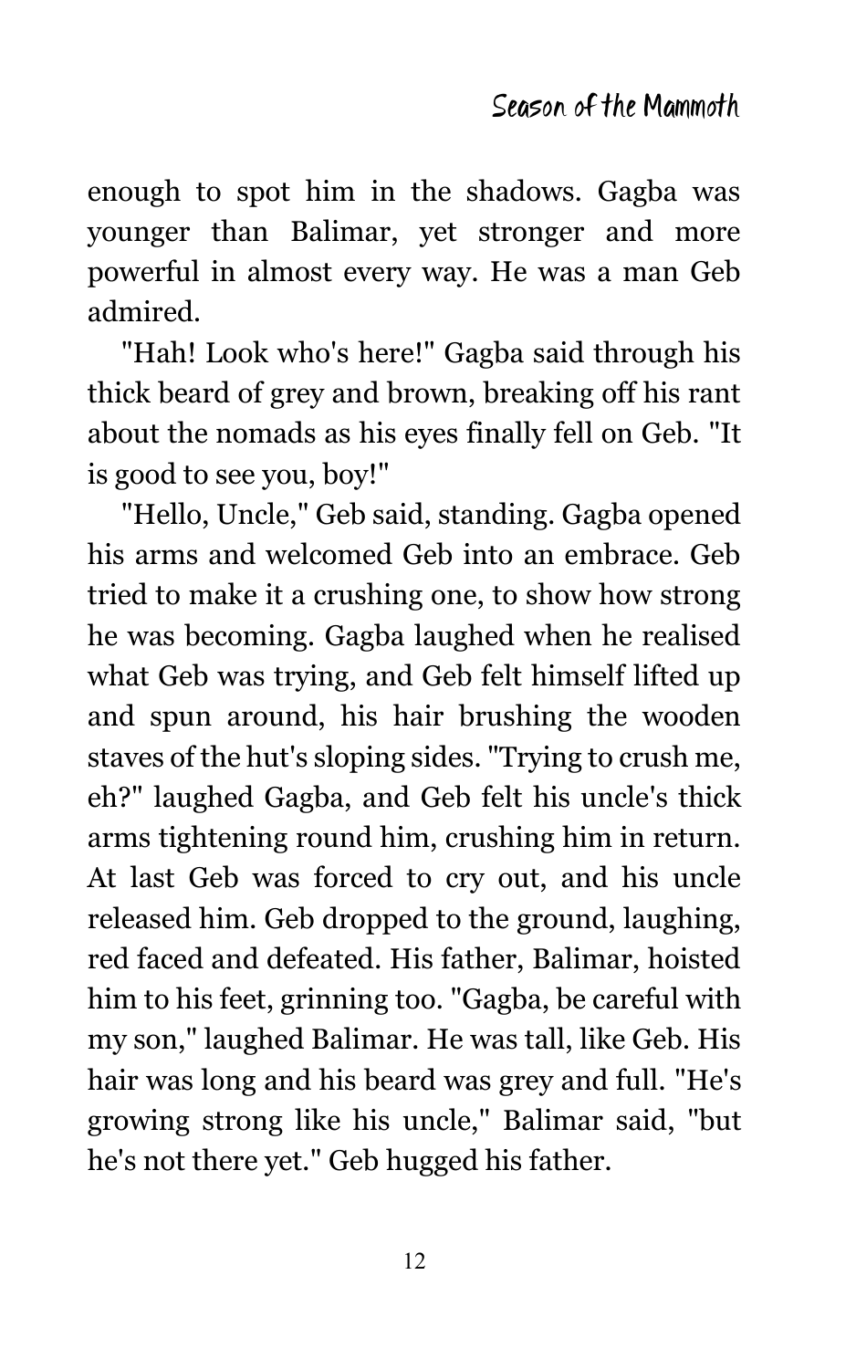enough to spot him in the shadows. Gagba was younger than Balimar, yet stronger and more powerful in almost every way. He was a man Geb admired.

"Hah! Look who's here!" Gagba said through his thick beard of grey and brown, breaking off his rant about the nomads as his eyes finally fell on Geb. "It is good to see you, boy!"

"Hello, Uncle," Geb said, standing. Gagba opened his arms and welcomed Geb into an embrace. Geb tried to make it a crushing one, to show how strong he was becoming. Gagba laughed when he realised what Geb was trying, and Geb felt himself lifted up and spun around, his hair brushing the wooden staves of the hut's sloping sides. "Trying to crush me, eh?" laughed Gagba, and Geb felt his uncle's thick arms tightening round him, crushing him in return. At last Geb was forced to cry out, and his uncle released him. Geb dropped to the ground, laughing, red faced and defeated. His father, Balimar, hoisted him to his feet, grinning too. "Gagba, be careful with my son," laughed Balimar. He was tall, like Geb. His hair was long and his beard was grey and full. "He's growing strong like his uncle," Balimar said, "but he's not there yet." Geb hugged his father.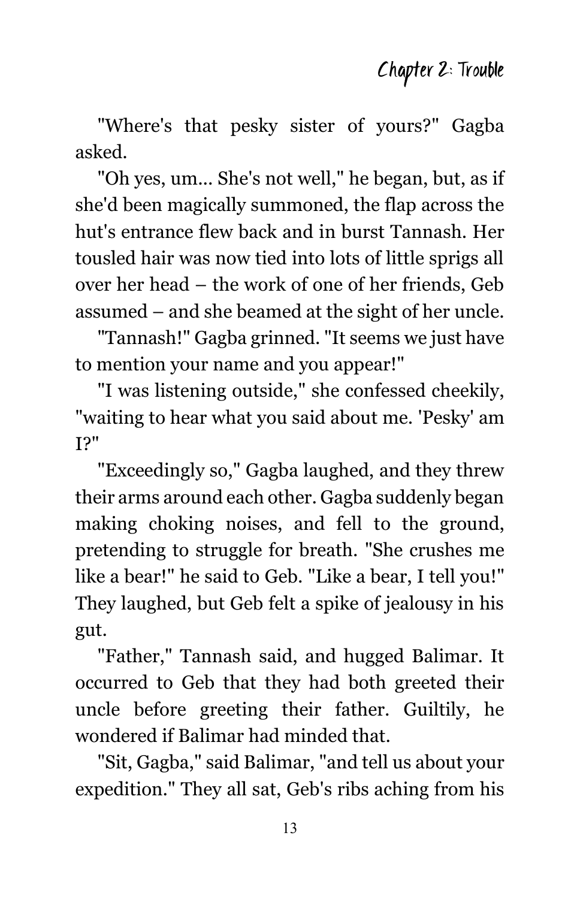## Chapter 2: Trouble

"Where's that pesky sister of yours?" Gagba asked.

"Oh yes, um... She's not well," he began, but, as if she'd been magically summoned, the flap across the hut's entrance flew back and in burst Tannash. Her tousled hair was now tied into lots of little sprigs all over her head – the work of one of her friends, Geb assumed – and she beamed at the sight of her uncle.

"Tannash!" Gagba grinned. "It seems we just have to mention your name and you appear!"

"I was listening outside," she confessed cheekily, "waiting to hear what you said about me. 'Pesky' am I?"

"Exceedingly so," Gagba laughed, and they threw their arms around each other. Gagba suddenly began making choking noises, and fell to the ground, pretending to struggle for breath. "She crushes me like a bear!" he said to Geb. "Like a bear, I tell you!" They laughed, but Geb felt a spike of jealousy in his gut.

"Father," Tannash said, and hugged Balimar. It occurred to Geb that they had both greeted their uncle before greeting their father. Guiltily, he wondered if Balimar had minded that.

"Sit, Gagba," said Balimar, "and tell us about your expedition." They all sat, Geb's ribs aching from his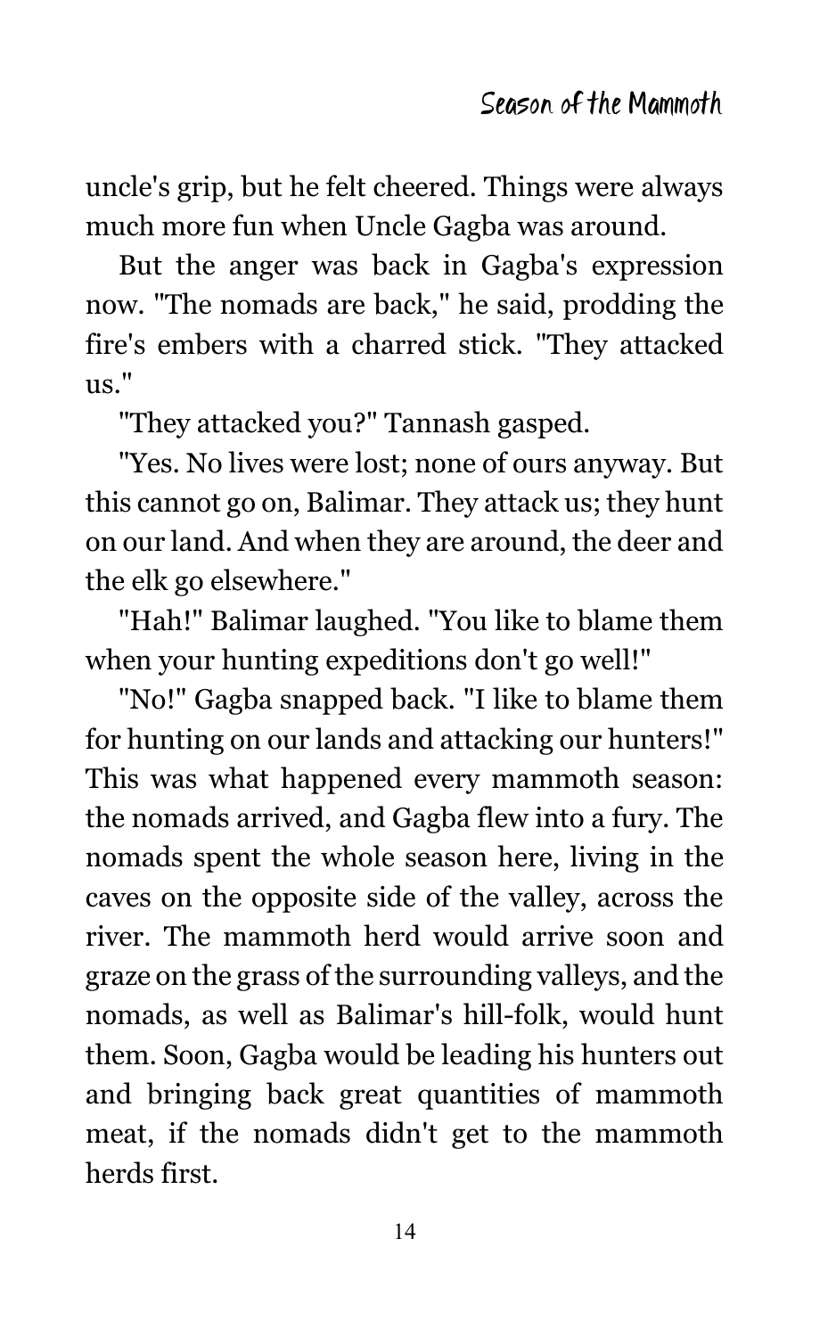uncle's grip, but he felt cheered. Things were always much more fun when Uncle Gagba was around.

But the anger was back in Gagba's expression now. "The nomads are back," he said, prodding the fire's embers with a charred stick. "They attacked us."

"They attacked you?" Tannash gasped.

"Yes. No lives were lost; none of ours anyway. But this cannot go on, Balimar. They attack us; they hunt on our land. And when they are around, the deer and the elk go elsewhere."

"Hah!" Balimar laughed. "You like to blame them when your hunting expeditions don't go well!"

"No!" Gagba snapped back. "I like to blame them for hunting on our lands and attacking our hunters!" This was what happened every mammoth season: the nomads arrived, and Gagba flew into a fury. The nomads spent the whole season here, living in the caves on the opposite side of the valley, across the river. The mammoth herd would arrive soon and graze on the grass of the surrounding valleys, and the nomads, as well as Balimar's hill-folk, would hunt them. Soon, Gagba would be leading his hunters out and bringing back great quantities of mammoth meat, if the nomads didn't get to the mammoth herds first.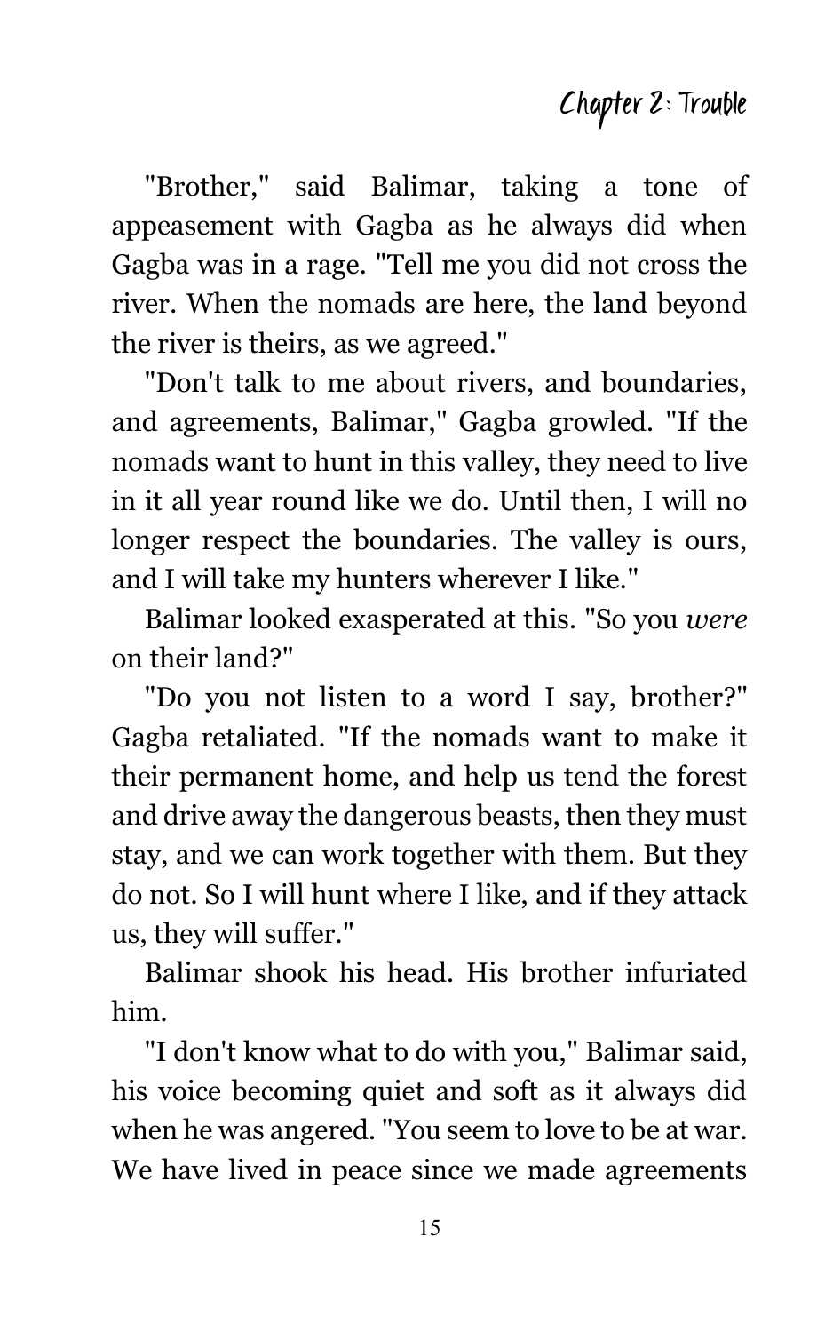"Brother," said Balimar, taking a tone of appeasement with Gagba as he always did when Gagba was in a rage. "Tell me you did not cross the river. When the nomads are here, the land beyond the river is theirs, as we agreed."

"Don't talk to me about rivers, and boundaries, and agreements, Balimar," Gagba growled. "If the nomads want to hunt in this valley, they need to live in it all year round like we do. Until then, I will no longer respect the boundaries. The valley is ours, and I will take my hunters wherever I like."

Balimar looked exasperated at this. "So you *were* on their land?"

"Do you not listen to a word I say, brother?" Gagba retaliated. "If the nomads want to make it their permanent home, and help us tend the forest and drive away the dangerous beasts, then they must stay, and we can work together with them. But they do not. So I will hunt where I like, and if they attack us, they will suffer."

Balimar shook his head. His brother infuriated him.

"I don't know what to do with you," Balimar said, his voice becoming quiet and soft as it always did when he was angered. "You seem to love to be at war. We have lived in peace since we made agreements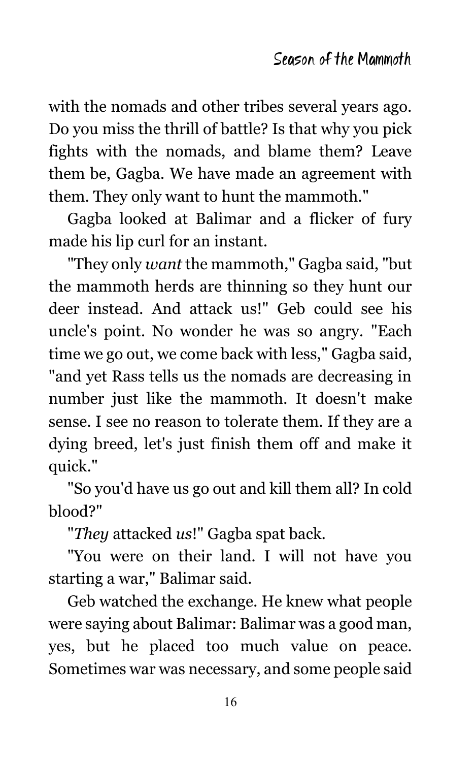with the nomads and other tribes several years ago. Do you miss the thrill of battle? Is that why you pick fights with the nomads, and blame them? Leave them be, Gagba. We have made an agreement with them. They only want to hunt the mammoth."

Gagba looked at Balimar and a flicker of fury made his lip curl for an instant.

"They only *want* the mammoth," Gagba said, "but the mammoth herds are thinning so they hunt our deer instead. And attack us!" Geb could see his uncle's point. No wonder he was so angry. "Each time we go out, we come back with less," Gagba said, "and yet Rass tells us the nomads are decreasing in number just like the mammoth. It doesn't make sense. I see no reason to tolerate them. If they are a dying breed, let's just finish them off and make it quick."

"So you'd have us go out and kill them all? In cold blood?"

"*They* attacked *us*!" Gagba spat back.

"You were on their land. I will not have you starting a war," Balimar said.

Geb watched the exchange. He knew what people were saying about Balimar: Balimar was a good man, yes, but he placed too much value on peace. Sometimes war was necessary, and some people said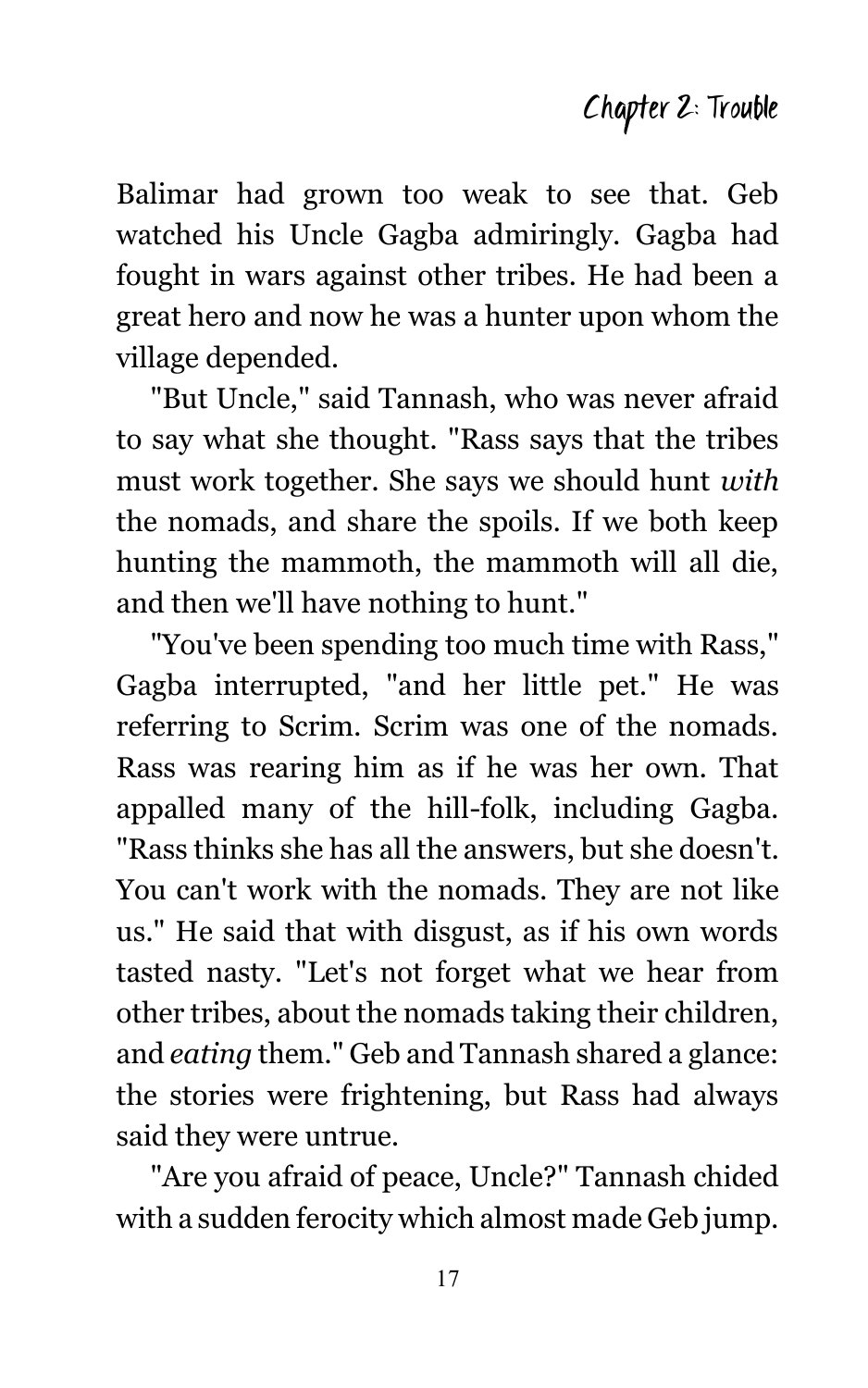Balimar had grown too weak to see that. Geb watched his Uncle Gagba admiringly. Gagba had fought in wars against other tribes. He had been a great hero and now he was a hunter upon whom the village depended.

"But Uncle," said Tannash, who was never afraid to say what she thought. "Rass says that the tribes must work together. She says we should hunt *with* the nomads, and share the spoils. If we both keep hunting the mammoth, the mammoth will all die, and then we'll have nothing to hunt."

"You've been spending too much time with Rass," Gagba interrupted, "and her little pet." He was referring to Scrim. Scrim was one of the nomads. Rass was rearing him as if he was her own. That appalled many of the hill-folk, including Gagba. "Rass thinks she has all the answers, but she doesn't. You can't work with the nomads. They are not like us." He said that with disgust, as if his own words tasted nasty. "Let's not forget what we hear from other tribes, about the nomads taking their children, and *eating* them." Geb and Tannash shared a glance: the stories were frightening, but Rass had always said they were untrue.

"Are you afraid of peace, Uncle?" Tannash chided with a sudden ferocity which almost made Geb jump.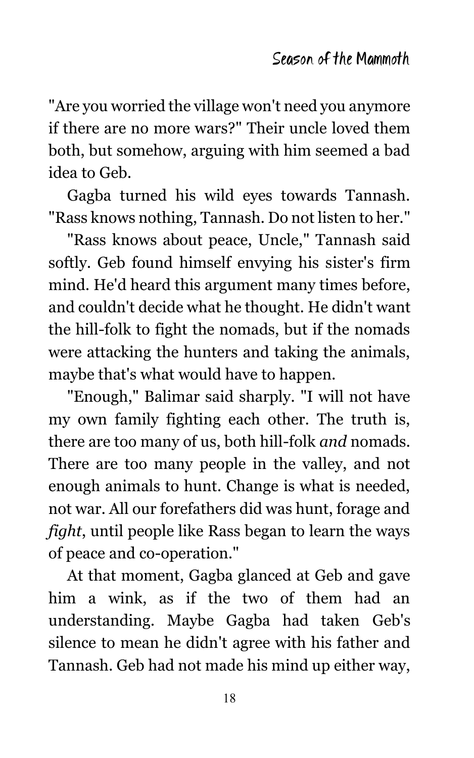"Are you worried the village won't need you anymore if there are no more wars?" Their uncle loved them both, but somehow, arguing with him seemed a bad idea to Geb.

Gagba turned his wild eyes towards Tannash. "Rass knows nothing, Tannash. Do not listen to her."

"Rass knows about peace, Uncle," Tannash said softly. Geb found himself envying his sister's firm mind. He'd heard this argument many times before, and couldn't decide what he thought. He didn't want the hill-folk to fight the nomads, but if the nomads were attacking the hunters and taking the animals, maybe that's what would have to happen.

"Enough," Balimar said sharply. "I will not have my own family fighting each other. The truth is, there are too many of us, both hill-folk *and* nomads. There are too many people in the valley, and not enough animals to hunt. Change is what is needed, not war. All our forefathers did was hunt, forage and *fight*, until people like Rass began to learn the ways of peace and co-operation."

At that moment, Gagba glanced at Geb and gave him a wink, as if the two of them had an understanding. Maybe Gagba had taken Geb's silence to mean he didn't agree with his father and Tannash. Geb had not made his mind up either way,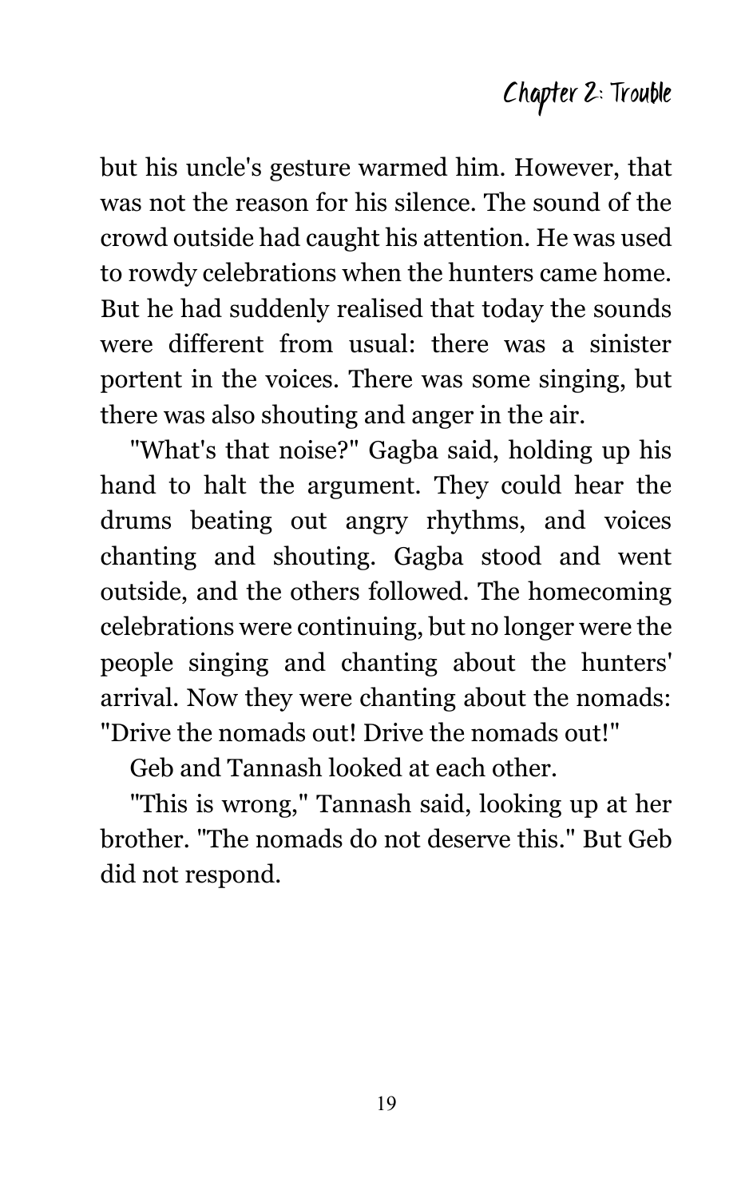but his uncle's gesture warmed him. However, that was not the reason for his silence. The sound of the crowd outside had caught his attention. He was used to rowdy celebrations when the hunters came home. But he had suddenly realised that today the sounds were different from usual: there was a sinister portent in the voices. There was some singing, but there was also shouting and anger in the air.

"What's that noise?" Gagba said, holding up his hand to halt the argument. They could hear the drums beating out angry rhythms, and voices chanting and shouting. Gagba stood and went outside, and the others followed. The homecoming celebrations were continuing, but no longer were the people singing and chanting about the hunters' arrival. Now they were chanting about the nomads: "Drive the nomads out! Drive the nomads out!"

Geb and Tannash looked at each other.

"This is wrong," Tannash said, looking up at her brother. "The nomads do not deserve this." But Geb did not respond.